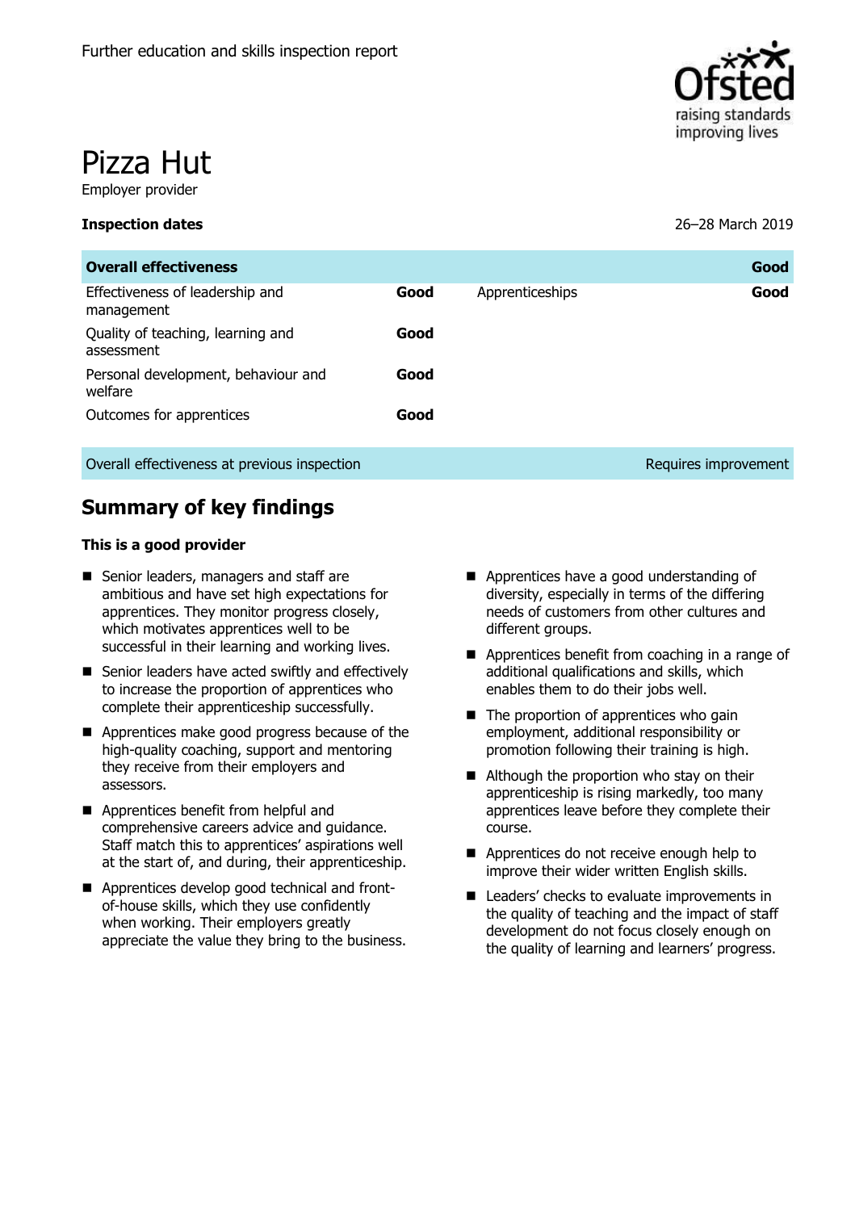Further education and skills inspection report

# Pizza Hut

Employer provider

**Inspection dates** 26–28 March 2019

| **Overall effectiveness** | | | **Good** |
|---|---|---|---|
| Effectiveness of leadership and management | **Good** | Apprenticeships | **Good** |
| Quality of teaching, learning and assessment | **Good** | | |
| Personal development, behaviour and welfare | **Good** | | |
| Outcomes for apprentices | **Good** | | |
| Overall effectiveness at previous inspection | | | Requires improvement |

## Summary of key findings

**This is a good provider**

- Senior leaders, managers and staff are ambitious and have set high expectations for apprentices. They monitor progress closely, which motivates apprentices well to be successful in their learning and working lives.
- Senior leaders have acted swiftly and effectively to increase the proportion of apprentices who complete their apprenticeship successfully.
- Apprentices make good progress because of the high-quality coaching, support and mentoring they receive from their employers and assessors.
- Apprentices benefit from helpful and comprehensive careers advice and guidance. Staff match this to apprentices' aspirations well at the start of, and during, their apprenticeship.
- Apprentices develop good technical and front-of-house skills, which they use confidently when working. Their employers greatly appreciate the value they bring to the business.
- Apprentices have a good understanding of diversity, especially in terms of the differing needs of customers from other cultures and different groups.
- Apprentices benefit from coaching in a range of additional qualifications and skills, which enables them to do their jobs well.
- The proportion of apprentices who gain employment, additional responsibility or promotion following their training is high.
- Although the proportion who stay on their apprenticeship is rising markedly, too many apprentices leave before they complete their course.
- Apprentices do not receive enough help to improve their wider written English skills.
- Leaders' checks to evaluate improvements in the quality of teaching and the impact of staff development do not focus closely enough on the quality of learning and learners' progress.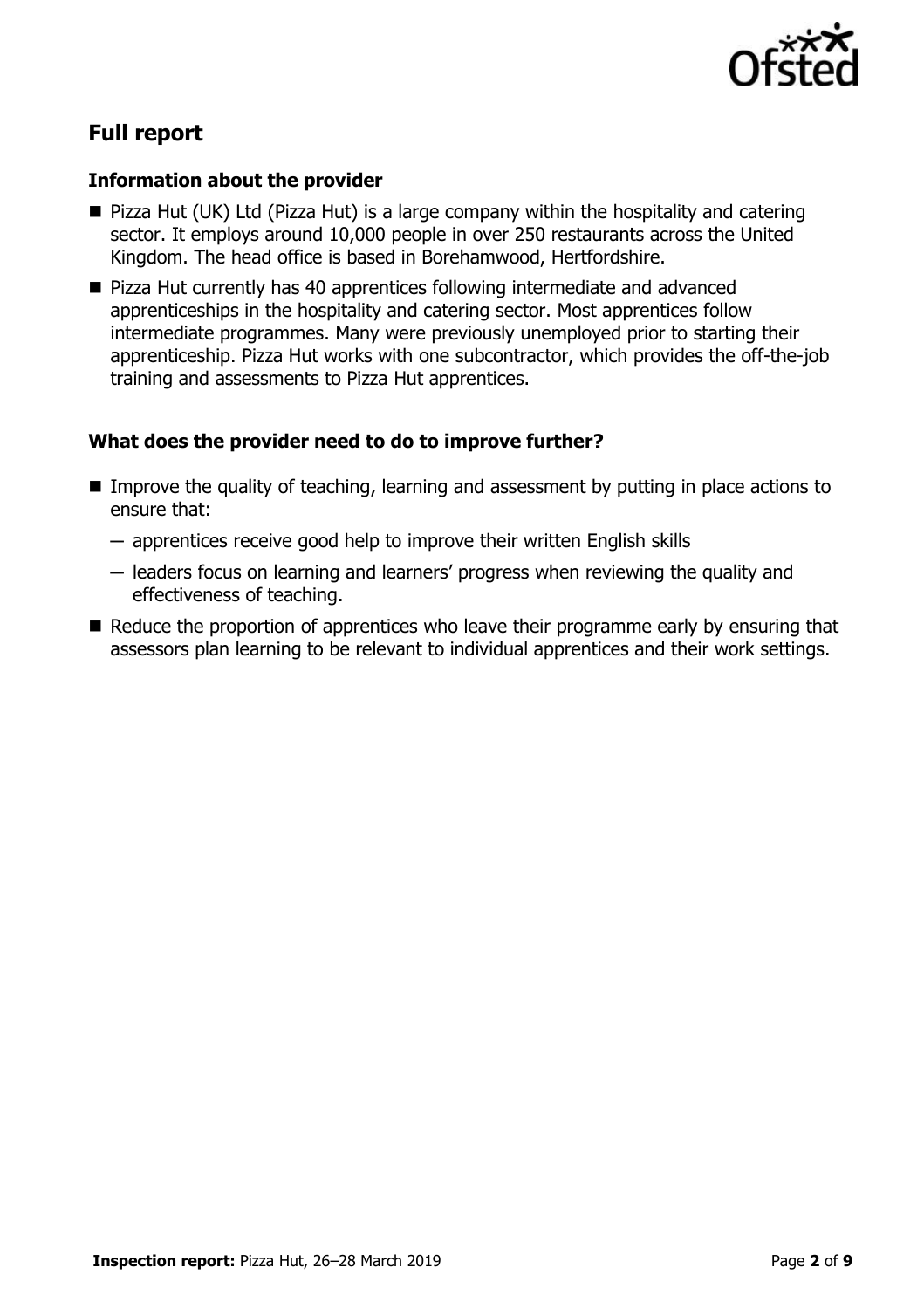## Full report

### Information about the provider

- Pizza Hut (UK) Ltd (Pizza Hut) is a large company within the hospitality and catering sector. It employs around 10,000 people in over 250 restaurants across the United Kingdom. The head office is based in Borehamwood, Hertfordshire.
- Pizza Hut currently has 40 apprentices following intermediate and advanced apprenticeships in the hospitality and catering sector. Most apprentices follow intermediate programmes. Many were previously unemployed prior to starting their apprenticeship. Pizza Hut works with one subcontractor, which provides the off-the-job training and assessments to Pizza Hut apprentices.

### What does the provider need to do to improve further?

- Improve the quality of teaching, learning and assessment by putting in place actions to ensure that:
  - apprentices receive good help to improve their written English skills
  - leaders focus on learning and learners' progress when reviewing the quality and effectiveness of teaching.
- Reduce the proportion of apprentices who leave their programme early by ensuring that assessors plan learning to be relevant to individual apprentices and their work settings.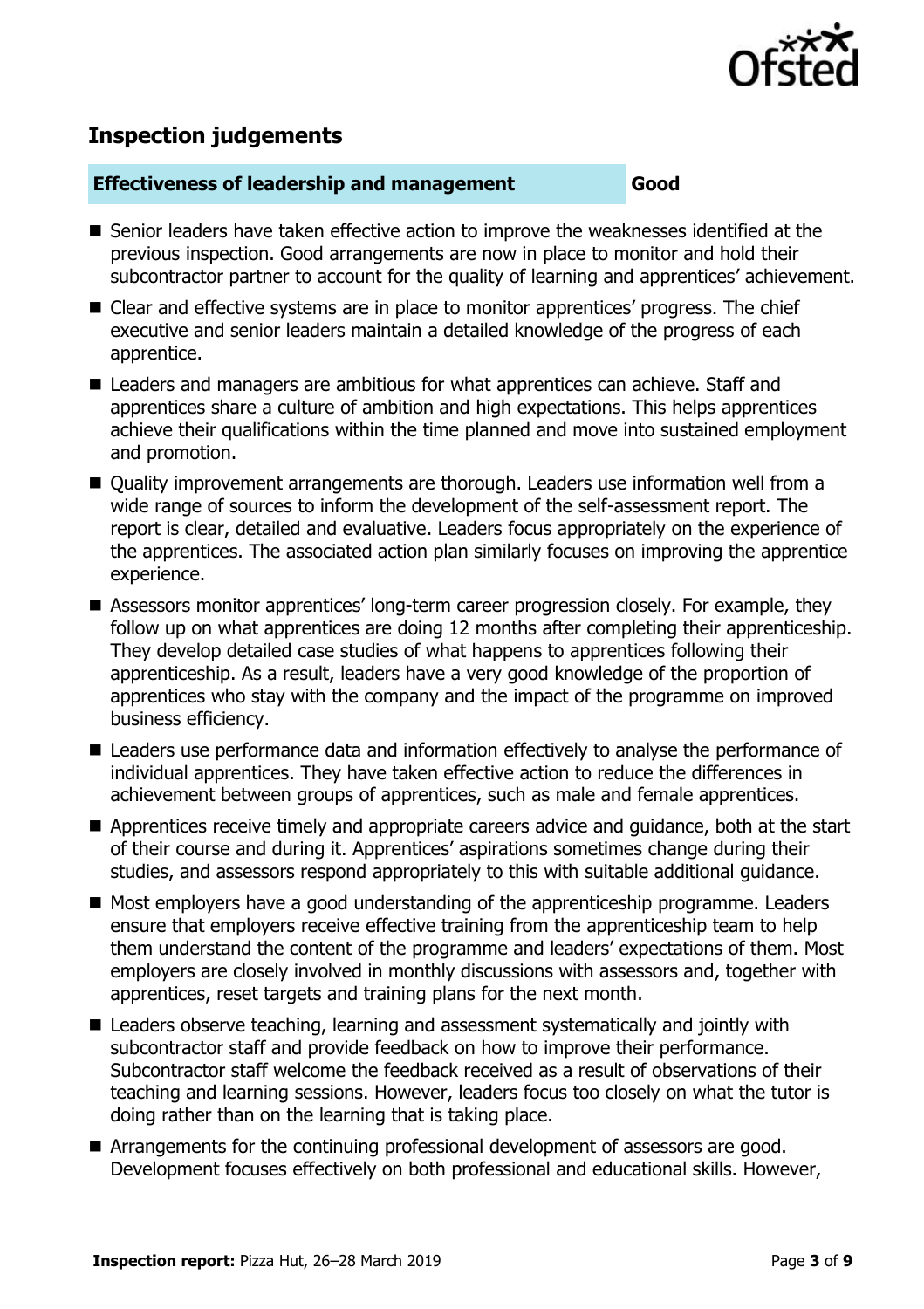## Inspection judgements

| Effectiveness of leadership and management | Good |
| --- | --- |

- Senior leaders have taken effective action to improve the weaknesses identified at the previous inspection. Good arrangements are now in place to monitor and hold their subcontractor partner to account for the quality of learning and apprentices' achievement.
- Clear and effective systems are in place to monitor apprentices' progress. The chief executive and senior leaders maintain a detailed knowledge of the progress of each apprentice.
- Leaders and managers are ambitious for what apprentices can achieve. Staff and apprentices share a culture of ambition and high expectations. This helps apprentices achieve their qualifications within the time planned and move into sustained employment and promotion.
- Quality improvement arrangements are thorough. Leaders use information well from a wide range of sources to inform the development of the self-assessment report. The report is clear, detailed and evaluative. Leaders focus appropriately on the experience of the apprentices. The associated action plan similarly focuses on improving the apprentice experience.
- Assessors monitor apprentices' long-term career progression closely. For example, they follow up on what apprentices are doing 12 months after completing their apprenticeship. They develop detailed case studies of what happens to apprentices following their apprenticeship. As a result, leaders have a very good knowledge of the proportion of apprentices who stay with the company and the impact of the programme on improved business efficiency.
- Leaders use performance data and information effectively to analyse the performance of individual apprentices. They have taken effective action to reduce the differences in achievement between groups of apprentices, such as male and female apprentices.
- Apprentices receive timely and appropriate careers advice and guidance, both at the start of their course and during it. Apprentices' aspirations sometimes change during their studies, and assessors respond appropriately to this with suitable additional guidance.
- Most employers have a good understanding of the apprenticeship programme. Leaders ensure that employers receive effective training from the apprenticeship team to help them understand the content of the programme and leaders' expectations of them. Most employers are closely involved in monthly discussions with assessors and, together with apprentices, reset targets and training plans for the next month.
- Leaders observe teaching, learning and assessment systematically and jointly with subcontractor staff and provide feedback on how to improve their performance. Subcontractor staff welcome the feedback received as a result of observations of their teaching and learning sessions. However, leaders focus too closely on what the tutor is doing rather than on the learning that is taking place.
- Arrangements for the continuing professional development of assessors are good. Development focuses effectively on both professional and educational skills. However,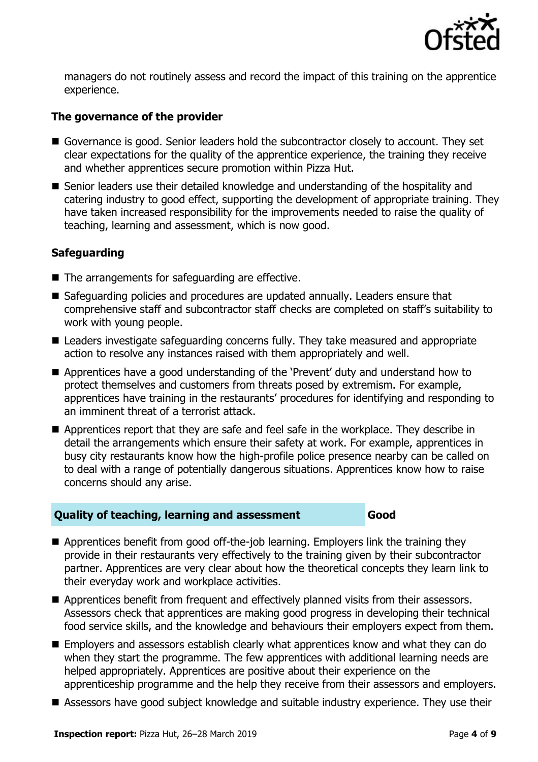managers do not routinely assess and record the impact of this training on the apprentice experience.

### The governance of the provider

- Governance is good. Senior leaders hold the subcontractor closely to account. They set clear expectations for the quality of the apprentice experience, the training they receive and whether apprentices secure promotion within Pizza Hut.
- Senior leaders use their detailed knowledge and understanding of the hospitality and catering industry to good effect, supporting the development of appropriate training. They have taken increased responsibility for the improvements needed to raise the quality of teaching, learning and assessment, which is now good.

### Safeguarding

- The arrangements for safeguarding are effective.
- Safeguarding policies and procedures are updated annually. Leaders ensure that comprehensive staff and subcontractor staff checks are completed on staff's suitability to work with young people.
- Leaders investigate safeguarding concerns fully. They take measured and appropriate action to resolve any instances raised with them appropriately and well.
- Apprentices have a good understanding of the 'Prevent' duty and understand how to protect themselves and customers from threats posed by extremism. For example, apprentices have training in the restaurants' procedures for identifying and responding to an imminent threat of a terrorist attack.
- Apprentices report that they are safe and feel safe in the workplace. They describe in detail the arrangements which ensure their safety at work. For example, apprentices in busy city restaurants know how the high-profile police presence nearby can be called on to deal with a range of potentially dangerous situations. Apprentices know how to raise concerns should any arise.

| Quality of teaching, learning and assessment | Good |
|---|---|

- Apprentices benefit from good off-the-job learning. Employers link the training they provide in their restaurants very effectively to the training given by their subcontractor partner. Apprentices are very clear about how the theoretical concepts they learn link to their everyday work and workplace activities.
- Apprentices benefit from frequent and effectively planned visits from their assessors. Assessors check that apprentices are making good progress in developing their technical food service skills, and the knowledge and behaviours their employers expect from them.
- Employers and assessors establish clearly what apprentices know and what they can do when they start the programme. The few apprentices with additional learning needs are helped appropriately. Apprentices are positive about their experience on the apprenticeship programme and the help they receive from their assessors and employers.
- Assessors have good subject knowledge and suitable industry experience. They use their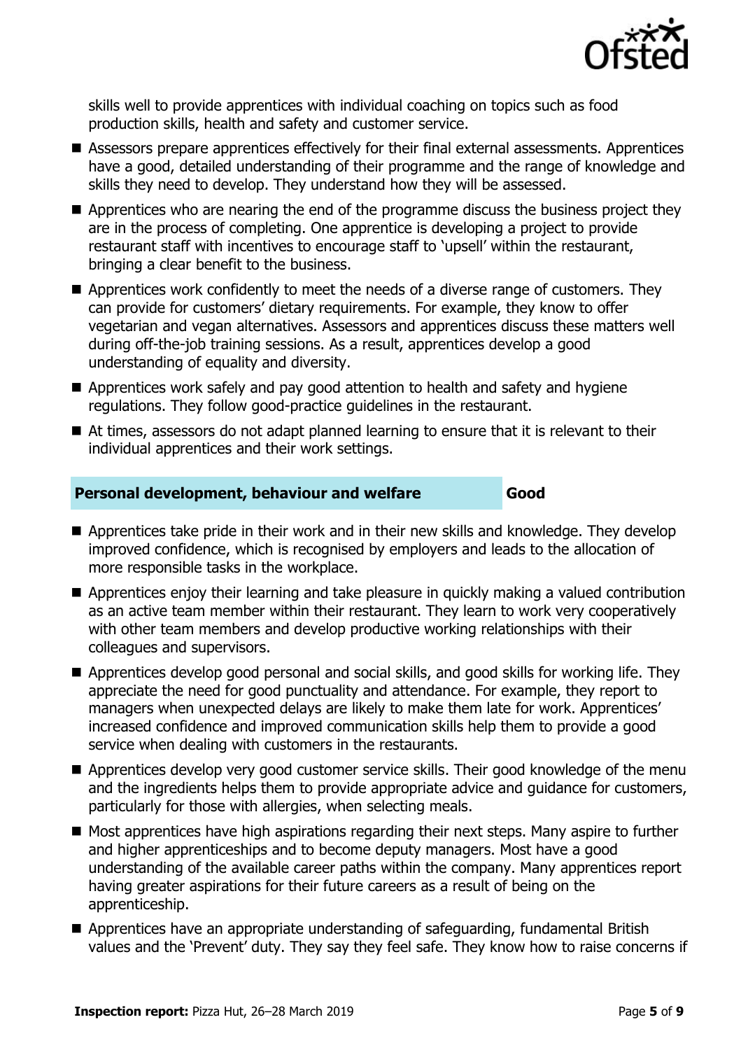skills well to provide apprentices with individual coaching on topics such as food production skills, health and safety and customer service.

- Assessors prepare apprentices effectively for their final external assessments. Apprentices have a good, detailed understanding of their programme and the range of knowledge and skills they need to develop. They understand how they will be assessed.
- Apprentices who are nearing the end of the programme discuss the business project they are in the process of completing. One apprentice is developing a project to provide restaurant staff with incentives to encourage staff to 'upsell' within the restaurant, bringing a clear benefit to the business.
- Apprentices work confidently to meet the needs of a diverse range of customers. They can provide for customers' dietary requirements. For example, they know to offer vegetarian and vegan alternatives. Assessors and apprentices discuss these matters well during off-the-job training sessions. As a result, apprentices develop a good understanding of equality and diversity.
- Apprentices work safely and pay good attention to health and safety and hygiene regulations. They follow good-practice guidelines in the restaurant.
- At times, assessors do not adapt planned learning to ensure that it is relevant to their individual apprentices and their work settings.

## Personal development, behaviour and welfare — Good

- Apprentices take pride in their work and in their new skills and knowledge. They develop improved confidence, which is recognised by employers and leads to the allocation of more responsible tasks in the workplace.
- Apprentices enjoy their learning and take pleasure in quickly making a valued contribution as an active team member within their restaurant. They learn to work very cooperatively with other team members and develop productive working relationships with their colleagues and supervisors.
- Apprentices develop good personal and social skills, and good skills for working life. They appreciate the need for good punctuality and attendance. For example, they report to managers when unexpected delays are likely to make them late for work. Apprentices' increased confidence and improved communication skills help them to provide a good service when dealing with customers in the restaurants.
- Apprentices develop very good customer service skills. Their good knowledge of the menu and the ingredients helps them to provide appropriate advice and guidance for customers, particularly for those with allergies, when selecting meals.
- Most apprentices have high aspirations regarding their next steps. Many aspire to further and higher apprenticeships and to become deputy managers. Most have a good understanding of the available career paths within the company. Many apprentices report having greater aspirations for their future careers as a result of being on the apprenticeship.
- Apprentices have an appropriate understanding of safeguarding, fundamental British values and the 'Prevent' duty. They say they feel safe. They know how to raise concerns if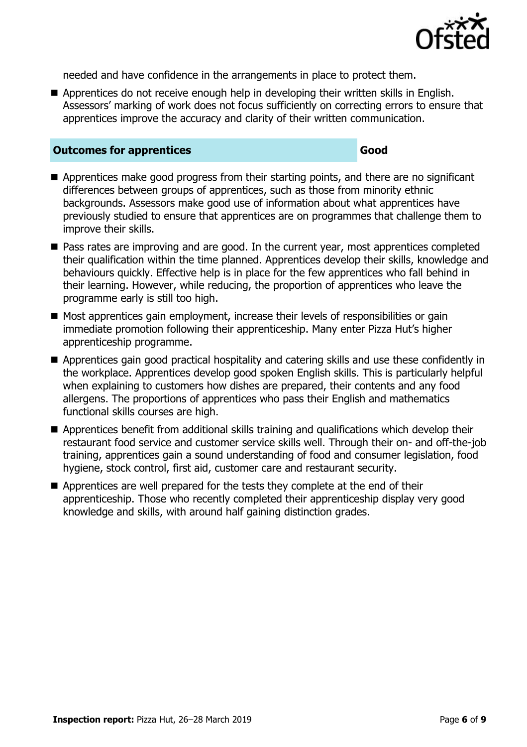needed and have confidence in the arrangements in place to protect them.

- Apprentices do not receive enough help in developing their written skills in English. Assessors' marking of work does not focus sufficiently on correcting errors to ensure that apprentices improve the accuracy and clarity of their written communication.

## Outcomes for apprentices — Good

- Apprentices make good progress from their starting points, and there are no significant differences between groups of apprentices, such as those from minority ethnic backgrounds. Assessors make good use of information about what apprentices have previously studied to ensure that apprentices are on programmes that challenge them to improve their skills.
- Pass rates are improving and are good. In the current year, most apprentices completed their qualification within the time planned. Apprentices develop their skills, knowledge and behaviours quickly. Effective help is in place for the few apprentices who fall behind in their learning. However, while reducing, the proportion of apprentices who leave the programme early is still too high.
- Most apprentices gain employment, increase their levels of responsibilities or gain immediate promotion following their apprenticeship. Many enter Pizza Hut's higher apprenticeship programme.
- Apprentices gain good practical hospitality and catering skills and use these confidently in the workplace. Apprentices develop good spoken English skills. This is particularly helpful when explaining to customers how dishes are prepared, their contents and any food allergens. The proportions of apprentices who pass their English and mathematics functional skills courses are high.
- Apprentices benefit from additional skills training and qualifications which develop their restaurant food service and customer service skills well. Through their on- and off-the-job training, apprentices gain a sound understanding of food and consumer legislation, food hygiene, stock control, first aid, customer care and restaurant security.
- Apprentices are well prepared for the tests they complete at the end of their apprenticeship. Those who recently completed their apprenticeship display very good knowledge and skills, with around half gaining distinction grades.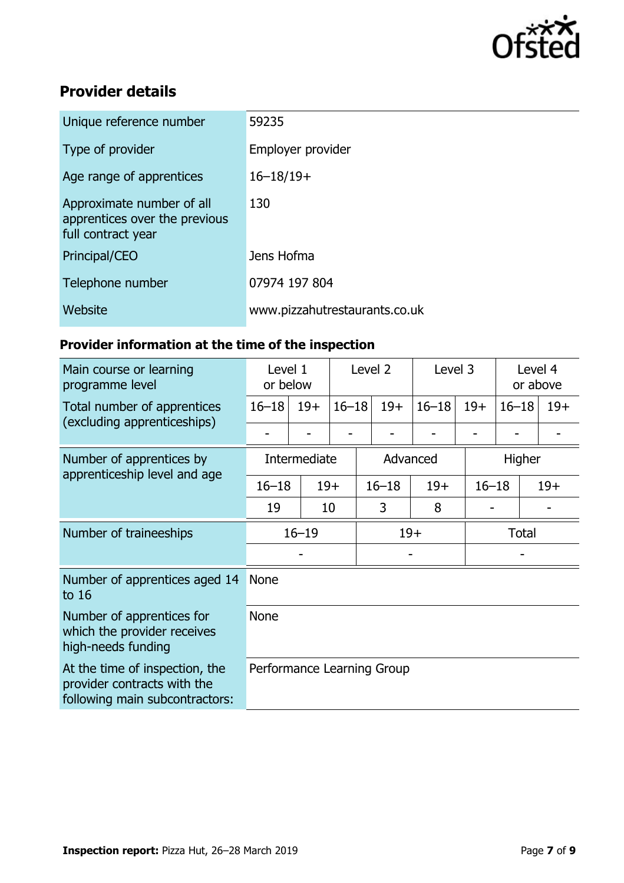## Provider details

| | |
|---|---|
| Unique reference number | 59235 |
| Type of provider | Employer provider |
| Age range of apprentices | 16–18/19+ |
| Approximate number of all apprentices over the previous full contract year | 130 |
| Principal/CEO | Jens Hofma |
| Telephone number | 07974 197 804 |
| Website | www.pizzahutrestaurants.co.uk |

### Provider information at the time of the inspection

| Main course or learning programme level | Level 1 or below | | Level 2 | | Level 3 | | Level 4 or above | |
|---|---|---|---|---|---|---|---|---|
| Total number of apprentices (excluding apprenticeships) | 16–18 | 19+ | 16–18 | 19+ | 16–18 | 19+ | 16–18 | 19+ |
| | - | - | - | - | - | - | - | - |

| Number of apprentices by apprenticeship level and age | Intermediate | | Advanced | | Higher | |
|---|---|---|---|---|---|---|
| | 16–18 | 19+ | 16–18 | 19+ | 16–18 | 19+ |
| | 19 | 10 | 3 | 8 | - | - |

| Number of traineeships | 16–19 | 19+ | Total |
|---|---|---|---|
| | - | - | - |

| | |
|---|---|
| Number of apprentices aged 14 to 16 | None |
| Number of apprentices for which the provider receives high-needs funding | None |
| At the time of inspection, the provider contracts with the following main subcontractors: | Performance Learning Group |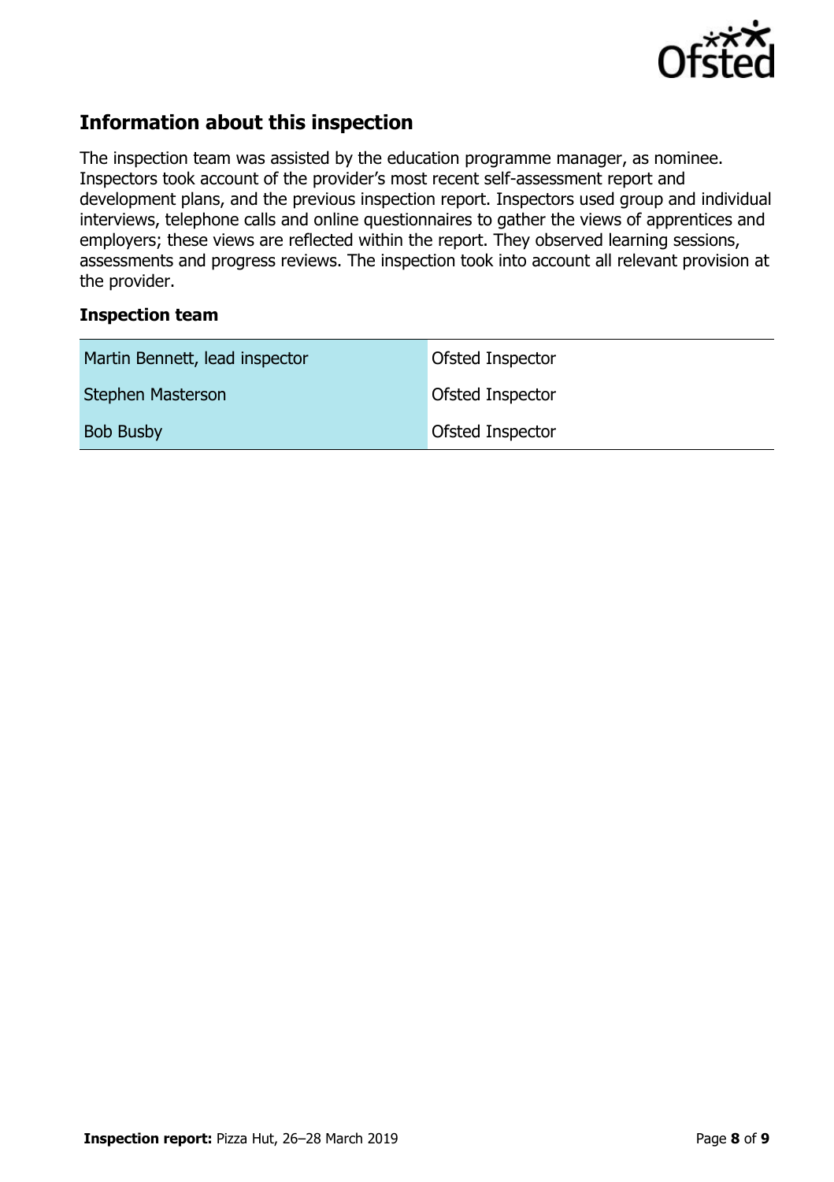## Information about this inspection

The inspection team was assisted by the education programme manager, as nominee. Inspectors took account of the provider's most recent self-assessment report and development plans, and the previous inspection report. Inspectors used group and individual interviews, telephone calls and online questionnaires to gather the views of apprentices and employers; these views are reflected within the report. They observed learning sessions, assessments and progress reviews. The inspection took into account all relevant provision at the provider.

### Inspection team

| | |
|---|---|
| Martin Bennett, lead inspector | Ofsted Inspector |
| Stephen Masterson | Ofsted Inspector |
| Bob Busby | Ofsted Inspector |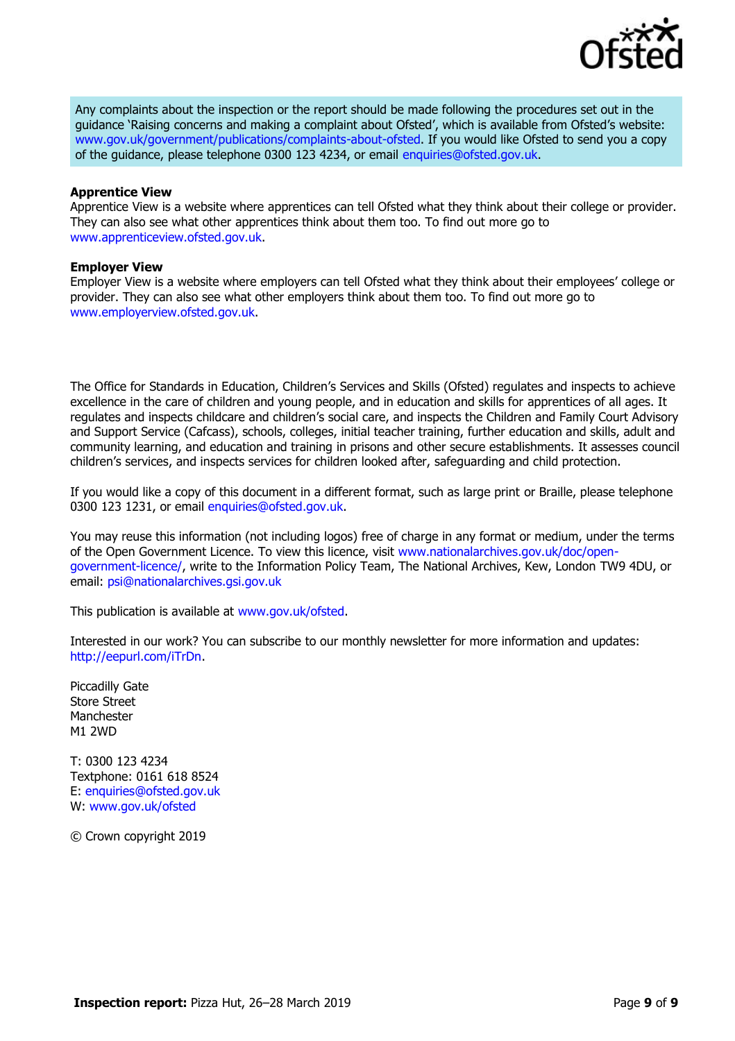Any complaints about the inspection or the report should be made following the procedures set out in the guidance 'Raising concerns and making a complaint about Ofsted', which is available from Ofsted's website: www.gov.uk/government/publications/complaints-about-ofsted. If you would like Ofsted to send you a copy of the guidance, please telephone 0300 123 4234, or email enquiries@ofsted.gov.uk.

**Apprentice View**
Apprentice View is a website where apprentices can tell Ofsted what they think about their college or provider. They can also see what other apprentices think about them too. To find out more go to www.apprenticeview.ofsted.gov.uk.

**Employer View**
Employer View is a website where employers can tell Ofsted what they think about their employees' college or provider. They can also see what other employers think about them too. To find out more go to www.employerview.ofsted.gov.uk.

The Office for Standards in Education, Children's Services and Skills (Ofsted) regulates and inspects to achieve excellence in the care of children and young people, and in education and skills for apprentices of all ages. It regulates and inspects childcare and children's social care, and inspects the Children and Family Court Advisory and Support Service (Cafcass), schools, colleges, initial teacher training, further education and skills, adult and community learning, and education and training in prisons and other secure establishments. It assesses council children's services, and inspects services for children looked after, safeguarding and child protection.

If you would like a copy of this document in a different format, such as large print or Braille, please telephone 0300 123 1231, or email enquiries@ofsted.gov.uk.

You may reuse this information (not including logos) free of charge in any format or medium, under the terms of the Open Government Licence. To view this licence, visit www.nationalarchives.gov.uk/doc/open-government-licence/, write to the Information Policy Team, The National Archives, Kew, London TW9 4DU, or email: psi@nationalarchives.gsi.gov.uk

This publication is available at www.gov.uk/ofsted.

Interested in our work? You can subscribe to our monthly newsletter for more information and updates: http://eepurl.com/iTrDn.

Piccadilly Gate
Store Street
Manchester
M1 2WD

T: 0300 123 4234
Textphone: 0161 618 8524
E: enquiries@ofsted.gov.uk
W: www.gov.uk/ofsted

© Crown copyright 2019